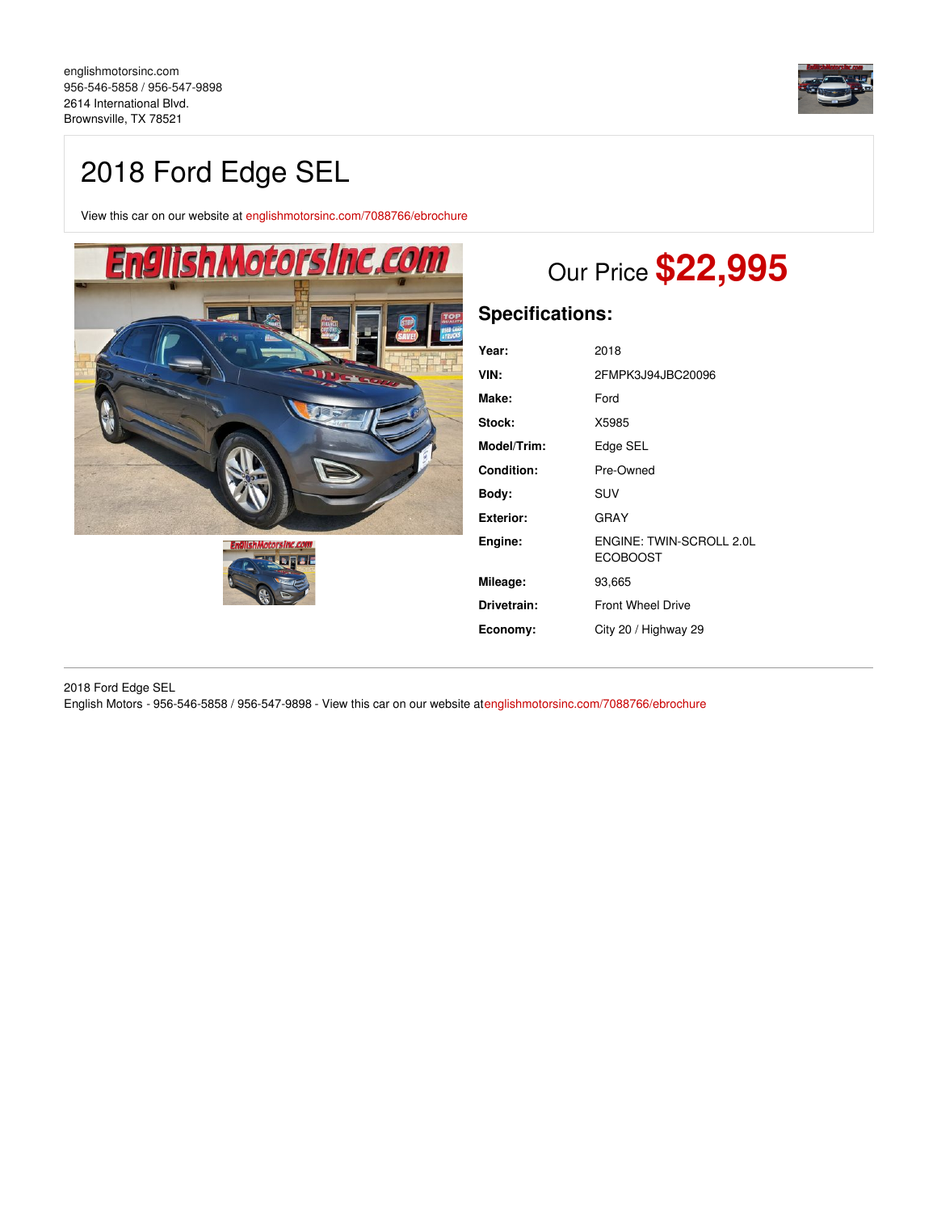englishmotorsinc.com
956-546-5858 / 956-547-9898
2614 International Blvd.
Brownsville, TX 78521

# 2018 Ford Edge SEL

View this car on our website at englishmotorsinc.com/7088766/ebrochure

## Our Price **$22,995**

### Specifications:

| | |
|---|---|
| **Year:** | 2018 |
| **VIN:** | 2FMPK3J94JBC20096 |
| **Make:** | Ford |
| **Stock:** | X5985 |
| **Model/Trim:** | Edge SEL |
| **Condition:** | Pre-Owned |
| **Body:** | SUV |
| **Exterior:** | GRAY |
| **Engine:** | ENGINE: TWIN-SCROLL 2.0L ECOBOOST |
| **Mileage:** | 93,665 |
| **Drivetrain:** | Front Wheel Drive |
| **Economy:** | City 20 / Highway 29 |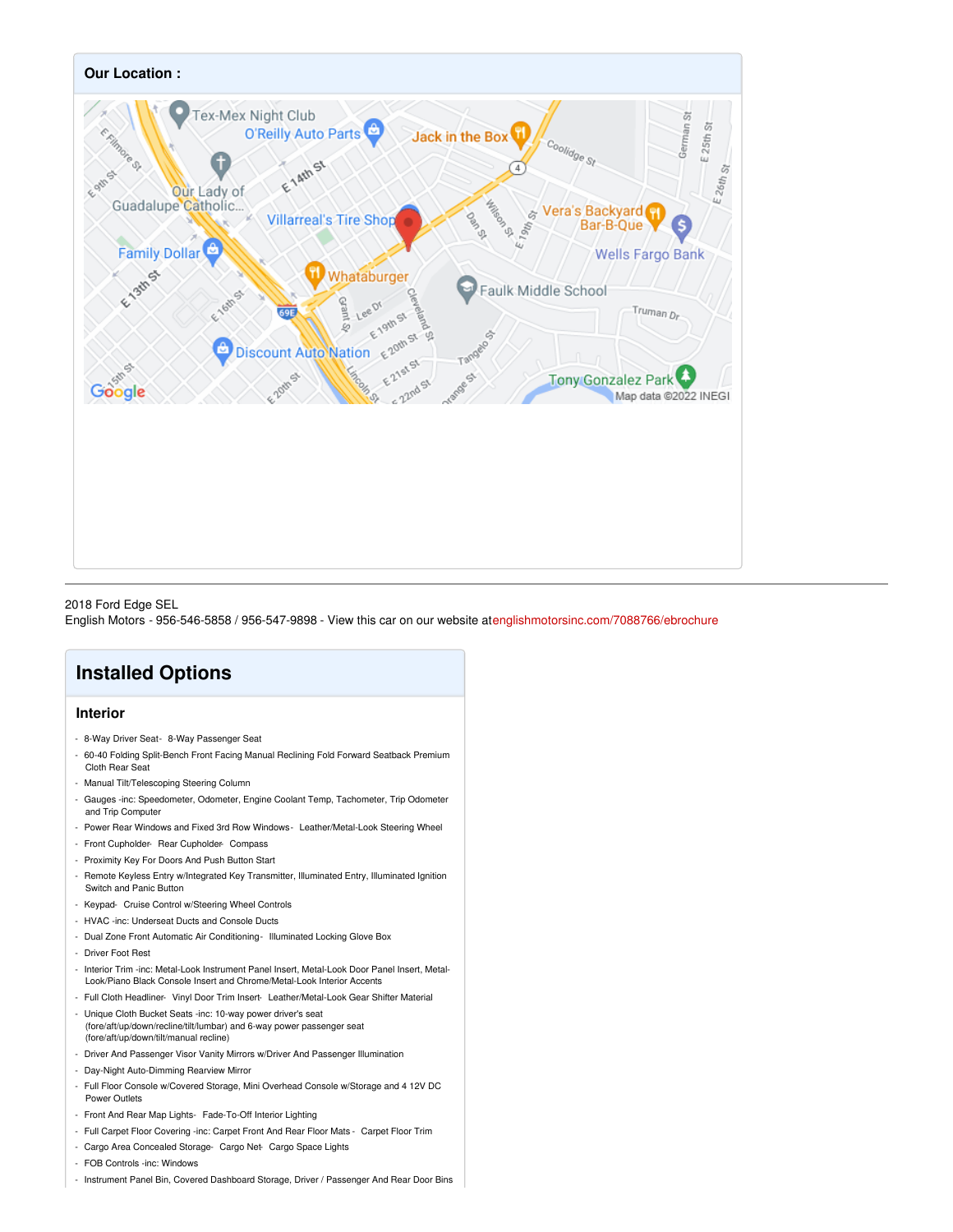## Our Location :

2018 Ford Edge SEL
English Motors - 956-546-5858 / 956-547-9898 - View this car on our website atenglishmotorsinc.com/7088766/ebrochure

# Installed Options

## Interior

- 8-Way Driver Seat- 8-Way Passenger Seat
- 60-40 Folding Split-Bench Front Facing Manual Reclining Fold Forward Seatback Premium Cloth Rear Seat
- Manual Tilt/Telescoping Steering Column
- Gauges -inc: Speedometer, Odometer, Engine Coolant Temp, Tachometer, Trip Odometer and Trip Computer
- Power Rear Windows and Fixed 3rd Row Windows- Leather/Metal-Look Steering Wheel
- Front Cupholder- Rear Cupholder- Compass
- Proximity Key For Doors And Push Button Start
- Remote Keyless Entry w/Integrated Key Transmitter, Illuminated Entry, Illuminated Ignition Switch and Panic Button
- Keypad- Cruise Control w/Steering Wheel Controls
- HVAC -inc: Underseat Ducts and Console Ducts
- Dual Zone Front Automatic Air Conditioning- Illuminated Locking Glove Box
- Driver Foot Rest
- Interior Trim -inc: Metal-Look Instrument Panel Insert, Metal-Look Door Panel Insert, Metal-Look/Piano Black Console Insert and Chrome/Metal-Look Interior Accents
- Full Cloth Headliner- Vinyl Door Trim Insert- Leather/Metal-Look Gear Shifter Material
- Unique Cloth Bucket Seats -inc: 10-way power driver's seat (fore/aft/up/down/recline/tilt/lumbar) and 6-way power passenger seat (fore/aft/up/down/tilt/manual recline)
- Driver And Passenger Visor Vanity Mirrors w/Driver And Passenger Illumination
- Day-Night Auto-Dimming Rearview Mirror
- Full Floor Console w/Covered Storage, Mini Overhead Console w/Storage and 4 12V DC Power Outlets
- Front And Rear Map Lights- Fade-To-Off Interior Lighting
- Full Carpet Floor Covering -inc: Carpet Front And Rear Floor Mats - Carpet Floor Trim
- Cargo Area Concealed Storage- Cargo Net- Cargo Space Lights
- FOB Controls -inc: Windows
- Instrument Panel Bin, Covered Dashboard Storage, Driver / Passenger And Rear Door Bins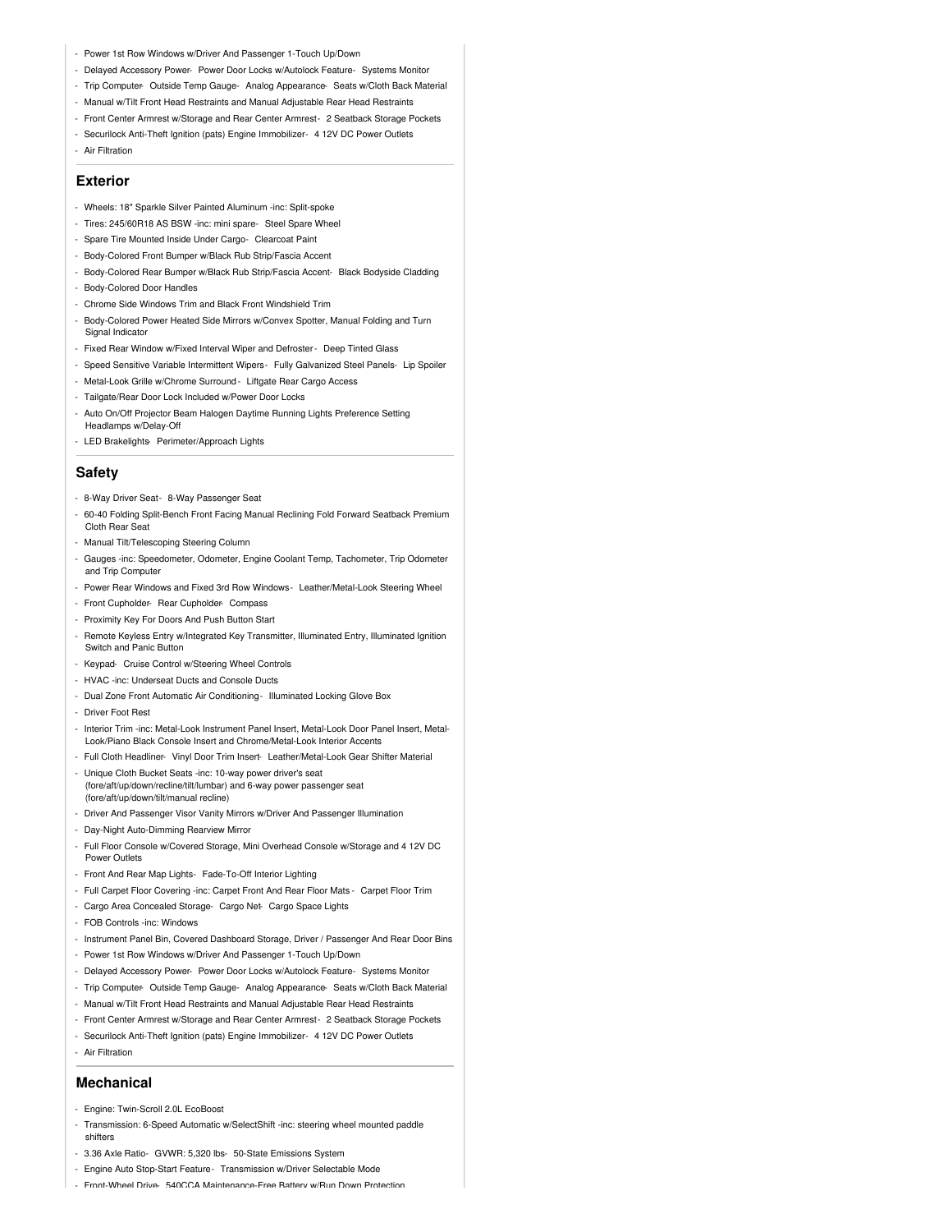- Power 1st Row Windows w/Driver And Passenger 1-Touch Up/Down
- Delayed Accessory Power- Power Door Locks w/Autolock Feature- Systems Monitor
- Trip Computer- Outside Temp Gauge- Analog Appearance- Seats w/Cloth Back Material
- Manual w/Tilt Front Head Restraints and Manual Adjustable Rear Head Restraints
- Front Center Armrest w/Storage and Rear Center Armrest - 2 Seatback Storage Pockets
- Securilock Anti-Theft Ignition (pats) Engine Immobilizer- 4 12V DC Power Outlets
- Air Filtration

## Exterior

- Wheels: 18" Sparkle Silver Painted Aluminum -inc: Split-spoke
- Tires: 245/60R18 AS BSW -inc: mini spare- Steel Spare Wheel
- Spare Tire Mounted Inside Under Cargo- Clearcoat Paint
- Body-Colored Front Bumper w/Black Rub Strip/Fascia Accent
- Body-Colored Rear Bumper w/Black Rub Strip/Fascia Accent- Black Bodyside Cladding
- Body-Colored Door Handles
- Chrome Side Windows Trim and Black Front Windshield Trim
- Body-Colored Power Heated Side Mirrors w/Convex Spotter, Manual Folding and Turn Signal Indicator
- Fixed Rear Window w/Fixed Interval Wiper and Defroster - Deep Tinted Glass
- Speed Sensitive Variable Intermittent Wipers - Fully Galvanized Steel Panels- Lip Spoiler
- Metal-Look Grille w/Chrome Surround - Liftgate Rear Cargo Access
- Tailgate/Rear Door Lock Included w/Power Door Locks
- Auto On/Off Projector Beam Halogen Daytime Running Lights Preference Setting Headlamps w/Delay-Off
- LED Brakelights- Perimeter/Approach Lights

## Safety

- 8-Way Driver Seat - 8-Way Passenger Seat
- 60-40 Folding Split-Bench Front Facing Manual Reclining Fold Forward Seatback Premium Cloth Rear Seat
- Manual Tilt/Telescoping Steering Column
- Gauges -inc: Speedometer, Odometer, Engine Coolant Temp, Tachometer, Trip Odometer and Trip Computer
- Power Rear Windows and Fixed 3rd Row Windows - Leather/Metal-Look Steering Wheel
- Front Cupholder- Rear Cupholder- Compass
- Proximity Key For Doors And Push Button Start
- Remote Keyless Entry w/Integrated Key Transmitter, Illuminated Entry, Illuminated Ignition Switch and Panic Button
- Keypad- Cruise Control w/Steering Wheel Controls
- HVAC -inc: Underseat Ducts and Console Ducts
- Dual Zone Front Automatic Air Conditioning - Illuminated Locking Glove Box
- Driver Foot Rest
- Interior Trim -inc: Metal-Look Instrument Panel Insert, Metal-Look Door Panel Insert, Metal-Look/Piano Black Console Insert and Chrome/Metal-Look Interior Accents
- Full Cloth Headliner- Vinyl Door Trim Insert- Leather/Metal-Look Gear Shifter Material
- Unique Cloth Bucket Seats -inc: 10-way power driver's seat (fore/aft/up/down/recline/tilt/lumbar) and 6-way power passenger seat (fore/aft/up/down/tilt/manual recline)
- Driver And Passenger Visor Vanity Mirrors w/Driver And Passenger Illumination
- Day-Night Auto-Dimming Rearview Mirror
- Full Floor Console w/Covered Storage, Mini Overhead Console w/Storage and 4 12V DC Power Outlets
- Front And Rear Map Lights- Fade-To-Off Interior Lighting
- Full Carpet Floor Covering -inc: Carpet Front And Rear Floor Mats - Carpet Floor Trim
- Cargo Area Concealed Storage- Cargo Net- Cargo Space Lights
- FOB Controls -inc: Windows
- Instrument Panel Bin, Covered Dashboard Storage, Driver / Passenger And Rear Door Bins
- Power 1st Row Windows w/Driver And Passenger 1-Touch Up/Down
- Delayed Accessory Power- Power Door Locks w/Autolock Feature- Systems Monitor
- Trip Computer- Outside Temp Gauge- Analog Appearance- Seats w/Cloth Back Material
- Manual w/Tilt Front Head Restraints and Manual Adjustable Rear Head Restraints
- Front Center Armrest w/Storage and Rear Center Armrest - 2 Seatback Storage Pockets
- Securilock Anti-Theft Ignition (pats) Engine Immobilizer- 4 12V DC Power Outlets
- Air Filtration

## Mechanical

- Engine: Twin-Scroll 2.0L EcoBoost
- Transmission: 6-Speed Automatic w/SelectShift -inc: steering wheel mounted paddle shifters
- 3.36 Axle Ratio- GVWR: 5,320 lbs- 50-State Emissions System
- Engine Auto Stop-Start Feature - Transmission w/Driver Selectable Mode
- Front-Wheel Drive- 540CCA Maintenance-Free Battery w/Run Down Protection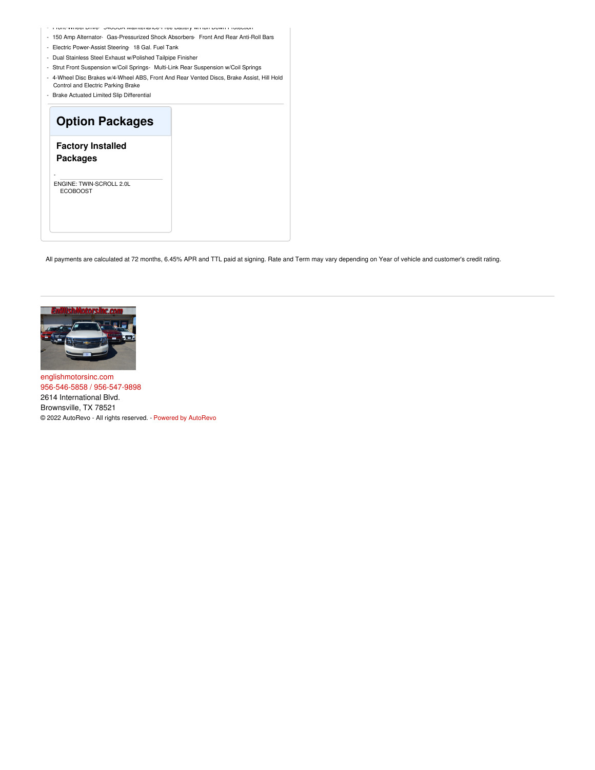- Front-Wheel Drive- 540CCA Maintenance-Free Battery w/Run Down Protection
- 150 Amp Alternator- Gas-Pressurized Shock Absorbers- Front And Rear Anti-Roll Bars
- Electric Power-Assist Steering- 18 Gal. Fuel Tank
- Dual Stainless Steel Exhaust w/Polished Tailpipe Finisher
- Strut Front Suspension w/Coil Springs- Multi-Link Rear Suspension w/Coil Springs
- 4-Wheel Disc Brakes w/4-Wheel ABS, Front And Rear Vented Discs, Brake Assist, Hill Hold Control and Electric Parking Brake
- Brake Actuated Limited Slip Differential

## Option Packages

### Factory Installed Packages

-

ENGINE: TWIN-SCROLL 2.0L ECOBOOST

All payments are calculated at 72 months, 6.45% APR and TTL paid at signing. Rate and Term may vary depending on Year of vehicle and customer's credit rating.

englishmotorsinc.com
956-546-5858 / 956-547-9898
2614 International Blvd.
Brownsville, TX 78521
© 2022 AutoRevo - All rights reserved. - Powered by AutoRevo